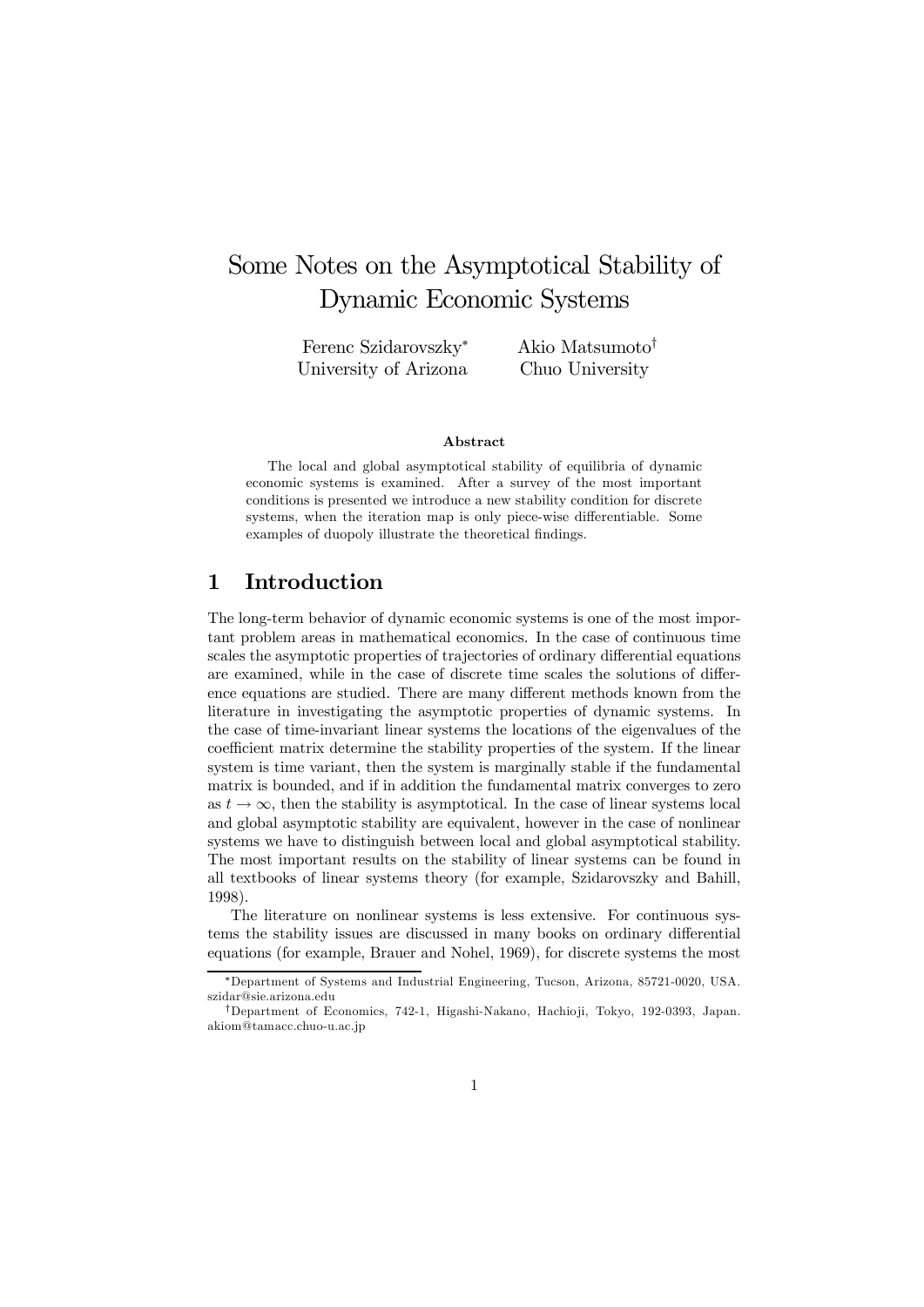# Some Notes on the Asymptotical Stability of Dynamic Economic Systems

Ferenc Szidarovszky[*]
University of Arizona

Akio Matsumoto[†]
Chuo University

**Abstract**

The local and global asymptotical stability of equilibria of dynamic economic systems is examined. After a survey of the most important conditions is presented we introduce a new stability condition for discrete systems, when the iteration map is only piece-wise differentiable. Some examples of duopoly illustrate the theoretical findings.

## 1 Introduction

The long-term behavior of dynamic economic systems is one of the most important problem areas in mathematical economics. In the case of continuous time scales the asymptotic properties of trajectories of ordinary differential equations are examined, while in the case of discrete time scales the solutions of difference equations are studied. There are many different methods known from the literature in investigating the asymptotic properties of dynamic systems. In the case of time-invariant linear systems the locations of the eigenvalues of the coefficient matrix determine the stability properties of the system. If the linear system is time variant, then the system is marginally stable if the fundamental matrix is bounded, and if in addition the fundamental matrix converges to zero as $t \to \infty$, then the stability is asymptotical. In the case of linear systems local and global asymptotic stability are equivalent, however in the case of nonlinear systems we have to distinguish between local and global asymptotical stability. The most important results on the stability of linear systems can be found in all textbooks of linear systems theory (for example, Szidarovszky and Bahill, 1998).

The literature on nonlinear systems is less extensive. For continuous systems the stability issues are discussed in many books on ordinary differential equations (for example, Brauer and Nohel, 1969), for discrete systems the most

---

[*] Department of Systems and Industrial Engineering, Tucson, Arizona, 85721-0020, USA. szidar@sie.arizona.edu

[†] Department of Economics, 742-1, Higashi-Nakano, Hachioji, Tokyo, 192-0393, Japan. akiom@tamacc.chuo-u.ac.jp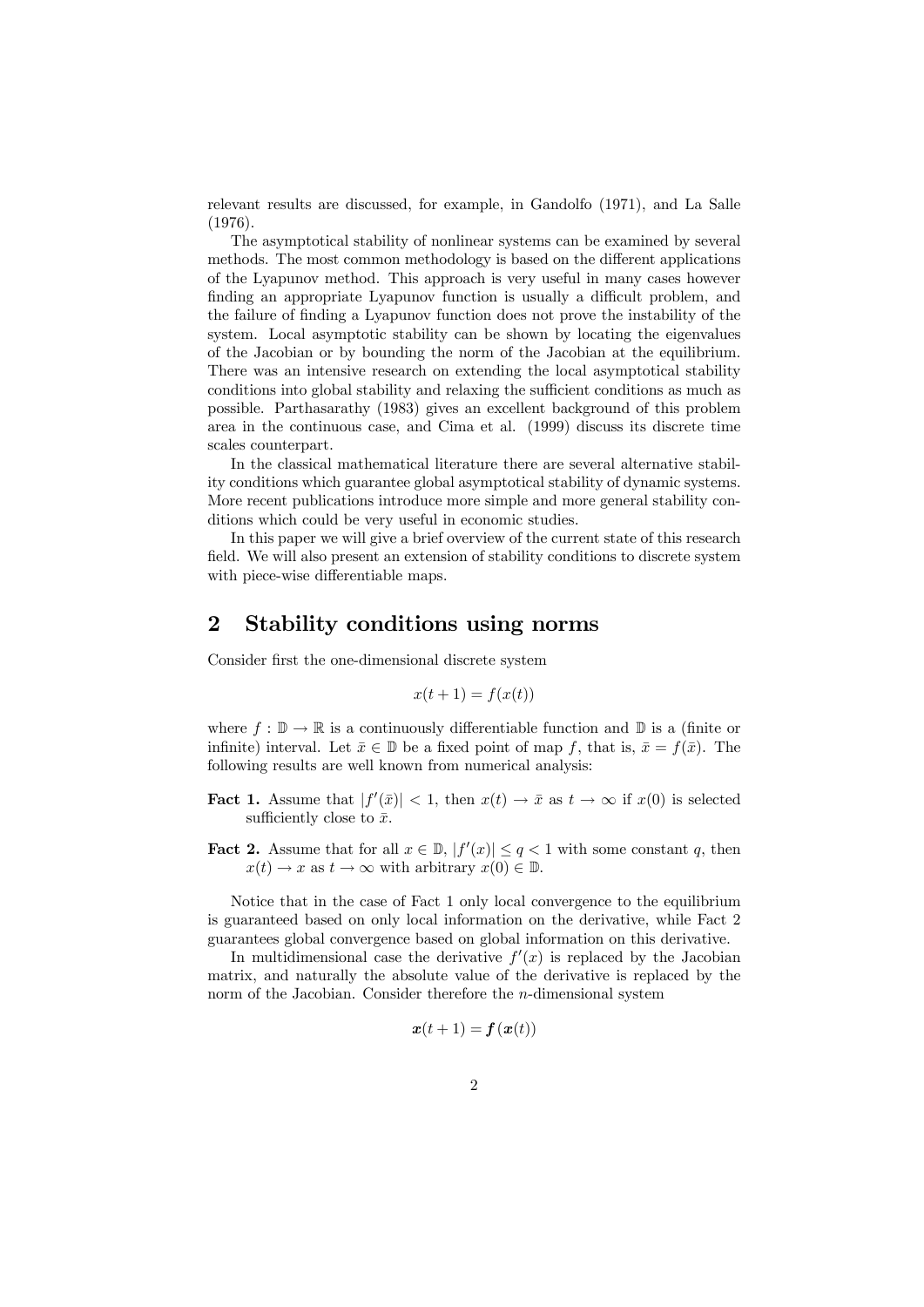relevant results are discussed, for example, in Gandolfo (1971), and La Salle (1976).

The asymptotical stability of nonlinear systems can be examined by several methods. The most common methodology is based on the different applications of the Lyapunov method. This approach is very useful in many cases however finding an appropriate Lyapunov function is usually a difficult problem, and the failure of finding a Lyapunov function does not prove the instability of the system. Local asymptotic stability can be shown by locating the eigenvalues of the Jacobian or by bounding the norm of the Jacobian at the equilibrium. There was an intensive research on extending the local asymptotical stability conditions into global stability and relaxing the sufficient conditions as much as possible. Parthasarathy (1983) gives an excellent background of this problem area in the continuous case, and Cima et al. (1999) discuss its discrete time scales counterpart.

In the classical mathematical literature there are several alternative stability conditions which guarantee global asymptotical stability of dynamic systems. More recent publications introduce more simple and more general stability conditions which could be very useful in economic studies.

In this paper we will give a brief overview of the current state of this research field. We will also present an extension of stability conditions to discrete system with piece-wise differentiable maps.

## 2 Stability conditions using norms

Consider first the one-dimensional discrete system

$$x(t+1) = f(x(t))$$

where $f : \mathbb{D} \to \mathbb{R}$ is a continuously differentiable function and $\mathbb{D}$ is a (finite or infinite) interval. Let $\bar{x} \in \mathbb{D}$ be a fixed point of map $f$, that is, $\bar{x} = f(\bar{x})$. The following results are well known from numerical analysis:

**Fact 1.** Assume that $|f'(\bar{x})| < 1$, then $x(t) \to \bar{x}$ as $t \to \infty$ if $x(0)$ is selected sufficiently close to $\bar{x}$.

**Fact 2.** Assume that for all $x \in \mathbb{D}$, $|f'(x)| \leq q < 1$ with some constant $q$, then $x(t) \to x$ as $t \to \infty$ with arbitrary $x(0) \in \mathbb{D}$.

Notice that in the case of Fact 1 only local convergence to the equilibrium is guaranteed based on only local information on the derivative, while Fact 2 guarantees global convergence based on global information on this derivative.

In multidimensional case the derivative $f'(x)$ is replaced by the Jacobian matrix, and naturally the absolute value of the derivative is replaced by the norm of the Jacobian. Consider therefore the $n$-dimensional system

$$\boldsymbol{x}(t+1) = \boldsymbol{f}(\boldsymbol{x}(t))$$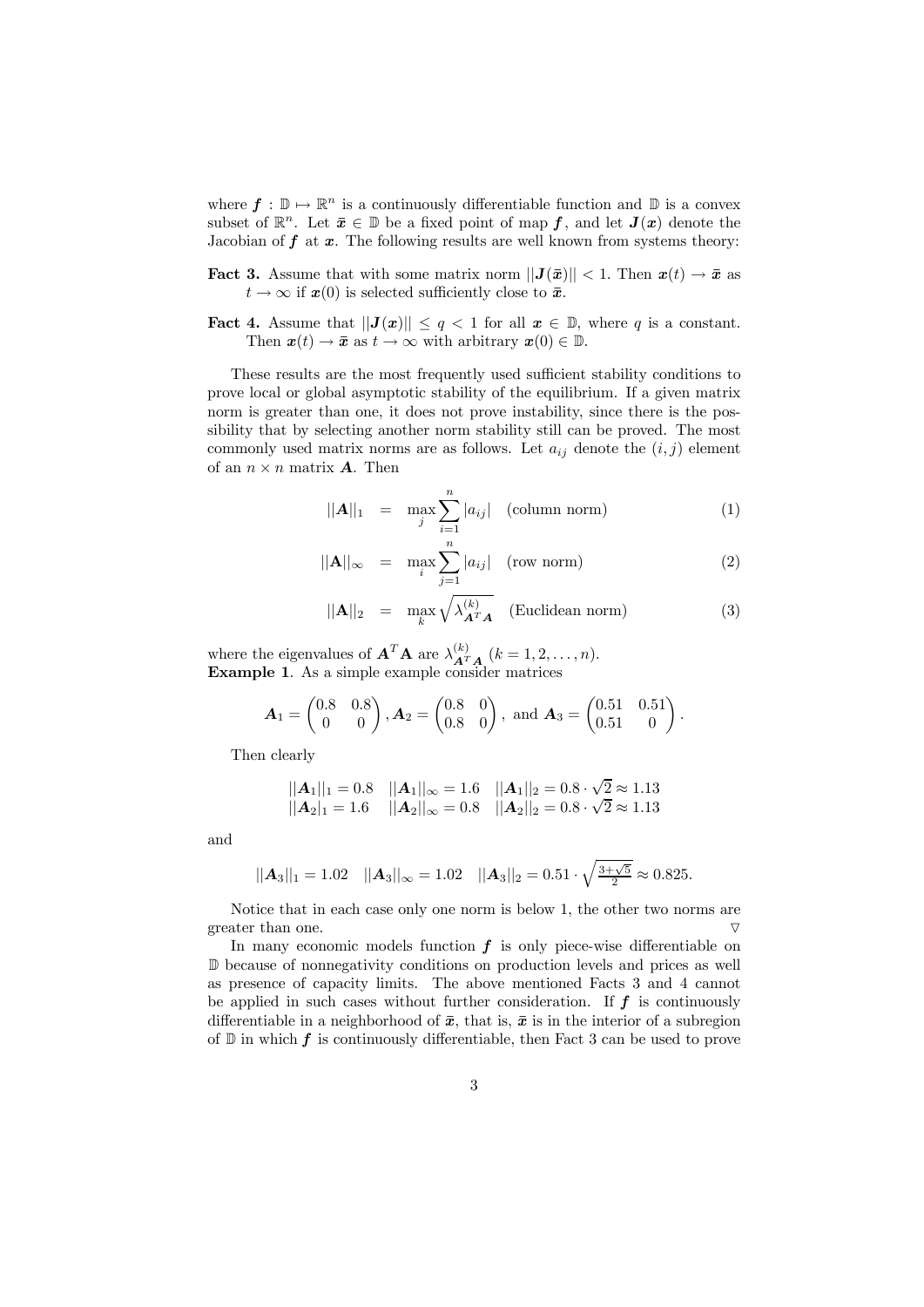where $\boldsymbol{f} : \mathbb{D} \mapsto \mathbb{R}^n$ is a continuously differentiable function and $\mathbb{D}$ is a convex subset of $\mathbb{R}^n$. Let $\bar{\boldsymbol{x}} \in \mathbb{D}$ be a fixed point of map $\boldsymbol{f}$, and let $\boldsymbol{J}(\boldsymbol{x})$ denote the Jacobian of $\boldsymbol{f}$ at $\boldsymbol{x}$. The following results are well known from systems theory:

**Fact 3.** Assume that with some matrix norm $||\boldsymbol{J}(\bar{\boldsymbol{x}})|| < 1$. Then $\boldsymbol{x}(t) \to \bar{\boldsymbol{x}}$ as $t \to \infty$ if $\boldsymbol{x}(0)$ is selected sufficiently close to $\bar{\boldsymbol{x}}$.

**Fact 4.** Assume that $||\boldsymbol{J}(\boldsymbol{x})|| \leq q < 1$ for all $\boldsymbol{x} \in \mathbb{D}$, where $q$ is a constant. Then $\boldsymbol{x}(t) \to \bar{\boldsymbol{x}}$ as $t \to \infty$ with arbitrary $\boldsymbol{x}(0) \in \mathbb{D}$.

These results are the most frequently used sufficient stability conditions to prove local or global asymptotic stability of the equilibrium. If a given matrix norm is greater than one, it does not prove instability, since there is the possibility that by selecting another norm stability still can be proved. The most commonly used matrix norms are as follows. Let $a_{ij}$ denote the $(i, j)$ element of an $n \times n$ matrix $\boldsymbol{A}$. Then

$$||\boldsymbol{A}||_1 = \max_j \sum_{i=1}^{n} |a_{ij}| \quad \text{(column norm)} \tag{1}$$

$$||\mathbf{A}||_\infty = \max_i \sum_{j=1}^{n} |a_{ij}| \quad \text{(row norm)} \tag{2}$$

$$||\mathbf{A}||_2 = \max_k \sqrt{\lambda^{(k)}_{\boldsymbol{A}^T\boldsymbol{A}}} \quad \text{(Euclidean norm)} \tag{3}$$

where the eigenvalues of $\boldsymbol{A}^T\mathbf{A}$ are $\lambda^{(k)}_{\boldsymbol{A}^T\boldsymbol{A}}$ $(k = 1, 2, \ldots, n)$.

**Example 1**. As a simple example consider matrices

$$\boldsymbol{A}_1 = \begin{pmatrix} 0.8 & 0.8 \\ 0 & 0 \end{pmatrix}, \boldsymbol{A}_2 = \begin{pmatrix} 0.8 & 0 \\ 0.8 & 0 \end{pmatrix}, \text{ and } \boldsymbol{A}_3 = \begin{pmatrix} 0.51 & 0.51 \\ 0.51 & 0 \end{pmatrix}.$$

Then clearly

$$\begin{array}{lll} ||\boldsymbol{A}_1||_1 = 0.8 & ||\boldsymbol{A}_1||_\infty = 1.6 & ||\boldsymbol{A}_1||_2 = 0.8 \cdot \sqrt{2} \approx 1.13 \\ ||\boldsymbol{A}_2|_1 = 1.6 & ||\boldsymbol{A}_2||_\infty = 0.8 & ||\boldsymbol{A}_2||_2 = 0.8 \cdot \sqrt{2} \approx 1.13 \end{array}$$

and

$$||\boldsymbol{A}_3||_1 = 1.02 \quad ||\boldsymbol{A}_3||_\infty = 1.02 \quad ||\boldsymbol{A}_3||_2 = 0.51 \cdot \sqrt{\tfrac{3+\sqrt{5}}{2}} \approx 0.825.$$

Notice that in each case only one norm is below 1, the other two norms are greater than one. ▽

In many economic models function $\boldsymbol{f}$ is only piece-wise differentiable on $\mathbb{D}$ because of nonnegativity conditions on production levels and prices as well as presence of capacity limits. The above mentioned Facts 3 and 4 cannot be applied in such cases without further consideration. If $\boldsymbol{f}$ is continuously differentiable in a neighborhood of $\bar{\boldsymbol{x}}$, that is, $\bar{\boldsymbol{x}}$ is in the interior of a subregion of $\mathbb{D}$ in which $\boldsymbol{f}$ is continuously differentiable, then Fact 3 can be used to prove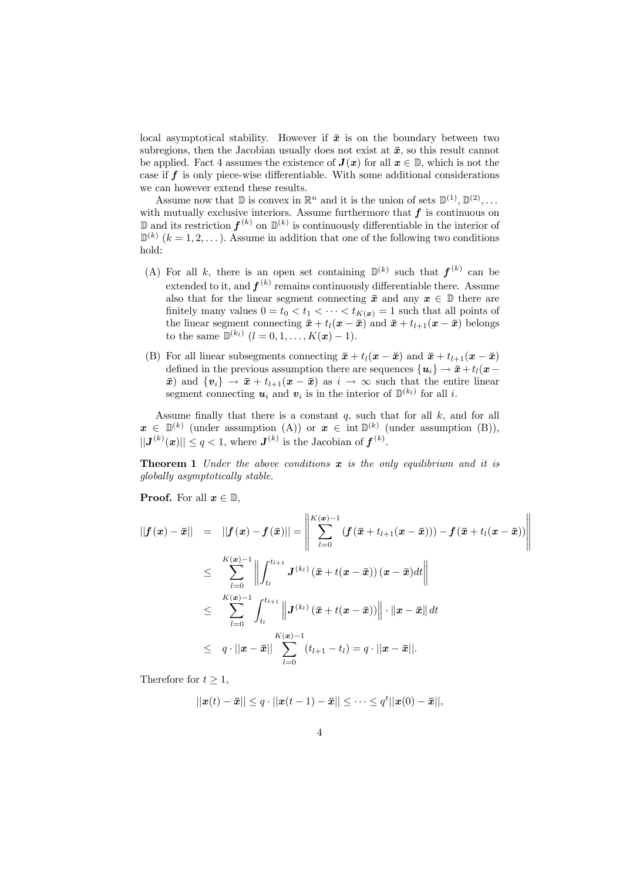local asymptotical stability. However if $\bar{\boldsymbol{x}}$ is on the boundary between two subregions, then the Jacobian usually does not exist at $\bar{\boldsymbol{x}}$, so this result cannot be applied. Fact 4 assumes the existence of $\boldsymbol{J}(\boldsymbol{x})$ for all $\boldsymbol{x} \in \mathbb{D}$, which is not the case if $\boldsymbol{f}$ is only piece-wise differentiable. With some additional considerations we can however extend these results.

Assume now that $\mathbb{D}$ is convex in $\mathbb{R}^n$ and it is the union of sets $\mathbb{D}^{(1)}, \mathbb{D}^{(2)}, \dots$ with mutually exclusive interiors. Assume furthermore that $\boldsymbol{f}$ is continuous on $\mathbb{D}$ and its restriction $\boldsymbol{f}^{(k)}$ on $\mathbb{D}^{(k)}$ is continuously differentiable in the interior of $\mathbb{D}^{(k)}$ $(k = 1, 2, \dots)$. Assume in addition that one of the following two conditions hold:

(A) For all $k$, there is an open set containing $\mathbb{D}^{(k)}$ such that $\boldsymbol{f}^{(k)}$ can be extended to it, and $\boldsymbol{f}^{(k)}$ remains continuously differentiable there. Assume also that for the linear segment connecting $\bar{\boldsymbol{x}}$ and any $\boldsymbol{x} \in \mathbb{D}$ there are finitely many values $0 = t_0 < t_1 < \dots < t_{K(\boldsymbol{x})} = 1$ such that all points of the linear segment connecting $\bar{\boldsymbol{x}} + t_l(\boldsymbol{x} - \bar{\boldsymbol{x}})$ and $\bar{\boldsymbol{x}} + t_{l+1}(\boldsymbol{x} - \bar{\boldsymbol{x}})$ belongs to the same $\mathbb{D}^{(k_l)}$ $(l = 0, 1, \dots, K(\boldsymbol{x}) - 1)$.

(B) For all linear subsegments connecting $\bar{\boldsymbol{x}} + t_l(\boldsymbol{x} - \bar{\boldsymbol{x}})$ and $\bar{\boldsymbol{x}} + t_{l+1}(\boldsymbol{x} - \bar{\boldsymbol{x}})$ defined in the previous assumption there are sequences $\{\boldsymbol{u}_i\} \to \bar{\boldsymbol{x}} + t_l(\boldsymbol{x} - \bar{\boldsymbol{x}})$ and $\{\boldsymbol{v}_i\} \to \bar{\boldsymbol{x}} + t_{l+1}(\boldsymbol{x} - \bar{\boldsymbol{x}})$ as $i \to \infty$ such that the entire linear segment connecting $\boldsymbol{u}_i$ and $\boldsymbol{v}_i$ is in the interior of $\mathbb{D}^{(k_l)}$ for all $i$.

Assume finally that there is a constant $q$, such that for all $k$, and for all $\boldsymbol{x} \in \mathbb{D}^{(k)}$ (under assumption (A)) or $\boldsymbol{x} \in \operatorname{int} \mathbb{D}^{(k)}$ (under assumption (B)), $||\boldsymbol{J}^{(k)}(\boldsymbol{x})|| \le q < 1$, where $\boldsymbol{J}^{(k)}$ is the Jacobian of $\boldsymbol{f}^{(k)}$.

**Theorem 1** *Under the above conditions $\boldsymbol{x}$ is the only equilibrium and it is globally asymptotically stable.*

**Proof.** For all $\boldsymbol{x} \in \mathbb{D}$,

$$
\begin{aligned}
||\boldsymbol{f}(\boldsymbol{x}) - \bar{\boldsymbol{x}}|| &= ||\boldsymbol{f}(\boldsymbol{x}) - \boldsymbol{f}(\bar{\boldsymbol{x}})|| = \left\| \sum_{l=0}^{K(\boldsymbol{x})-1} \left( \boldsymbol{f}(\bar{\boldsymbol{x}} + t_{l+1}(\boldsymbol{x} - \bar{\boldsymbol{x}})) - \boldsymbol{f}(\bar{\boldsymbol{x}} + t_l(\boldsymbol{x} - \bar{\boldsymbol{x}})) \right) \right\| \\
&\le \sum_{l=0}^{K(\boldsymbol{x})-1} \left\| \int_{t_l}^{t_{l+1}} \boldsymbol{J}^{(k_l)} (\bar{\boldsymbol{x}} + t(\boldsymbol{x} - \bar{\boldsymbol{x}})) (\boldsymbol{x} - \bar{\boldsymbol{x}}) dt \right\| \\
&\le \sum_{l=0}^{K(\boldsymbol{x})-1} \int_{t_l}^{t_{l+1}} \left\| \boldsymbol{J}^{(k_l)} (\bar{\boldsymbol{x}} + t(\boldsymbol{x} - \bar{\boldsymbol{x}})) \right\| \cdot \|\boldsymbol{x} - \bar{\boldsymbol{x}}\| \, dt \\
&\le q \cdot ||\boldsymbol{x} - \bar{\boldsymbol{x}}|| \sum_{l=0}^{K(\boldsymbol{x})-1} (t_{l+1} - t_l) = q \cdot ||\boldsymbol{x} - \bar{\boldsymbol{x}}||.
\end{aligned}
$$

Therefore for $t \ge 1$,

$$
||\boldsymbol{x}(t) - \bar{\boldsymbol{x}}|| \le q \cdot ||\boldsymbol{x}(t-1) - \bar{\boldsymbol{x}}|| \le \dots \le q^t ||\boldsymbol{x}(0) - \bar{\boldsymbol{x}}||,
$$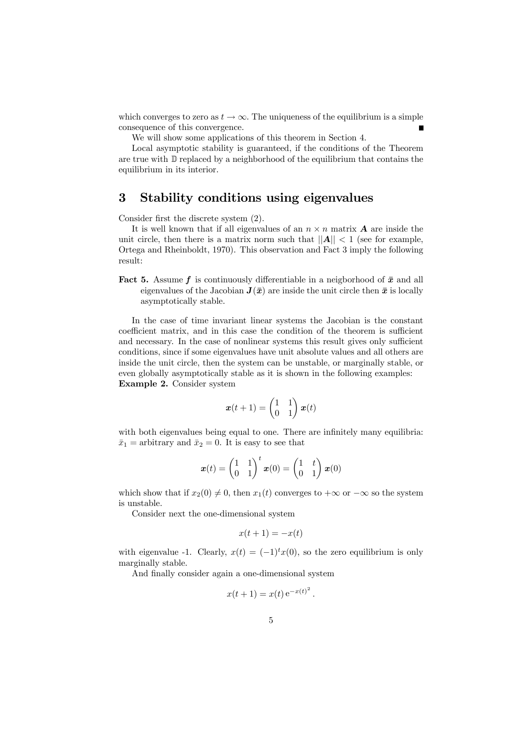which converges to zero as $t \to \infty$. The uniqueness of the equilibrium is a simple consequence of this convergence. ■

We will show some applications of this theorem in Section 4.

Local asymptotic stability is guaranteed, if the conditions of the Theorem are true with $\mathbb{D}$ replaced by a neighborhood of the equilibrium that contains the equilibrium in its interior.

## 3 Stability conditions using eigenvalues

Consider first the discrete system (2).

It is well known that if all eigenvalues of an $n \times n$ matrix $\boldsymbol{A}$ are inside the unit circle, then there is a matrix norm such that $||\boldsymbol{A}|| < 1$ (see for example, Ortega and Rheinboldt, 1970). This observation and Fact 3 imply the following result:

**Fact 5.** Assume $\boldsymbol{f}$ is continuously differentiable in a neigborhood of $\bar{\boldsymbol{x}}$ and all eigenvalues of the Jacobian $\boldsymbol{J}(\bar{\boldsymbol{x}})$ are inside the unit circle then $\bar{\boldsymbol{x}}$ is locally asymptotically stable.

In the case of time invariant linear systems the Jacobian is the constant coefficient matrix, and in this case the condition of the theorem is sufficient and necessary. In the case of nonlinear systems this result gives only sufficient conditions, since if some eigenvalues have unit absolute values and all others are inside the unit circle, then the system can be unstable, or marginally stable, or even globally asymptotically stable as it is shown in the following examples:

**Example 2.** Consider system

$$\boldsymbol{x}(t+1) = \begin{pmatrix} 1 & 1 \\ 0 & 1 \end{pmatrix} \boldsymbol{x}(t)$$

with both eigenvalues being equal to one. There are infinitely many equilibria: $\bar{x}_1 =$ arbitrary and $\bar{x}_2 = 0$. It is easy to see that

$$\boldsymbol{x}(t) = \begin{pmatrix} 1 & 1 \\ 0 & 1 \end{pmatrix}^t \boldsymbol{x}(0) = \begin{pmatrix} 1 & t \\ 0 & 1 \end{pmatrix} \boldsymbol{x}(0)$$

which show that if $x_2(0) \neq 0$, then $x_1(t)$ converges to $+\infty$ or $-\infty$ so the system is unstable.

Consider next the one-dimensional system

$$x(t+1) = -x(t)$$

with eigenvalue -1. Clearly, $x(t) = (-1)^t x(0)$, so the zero equilibrium is only marginally stable.

And finally consider again a one-dimensional system

$$x(t+1) = x(t)\,\mathrm{e}^{-x(t)^2}\,.$$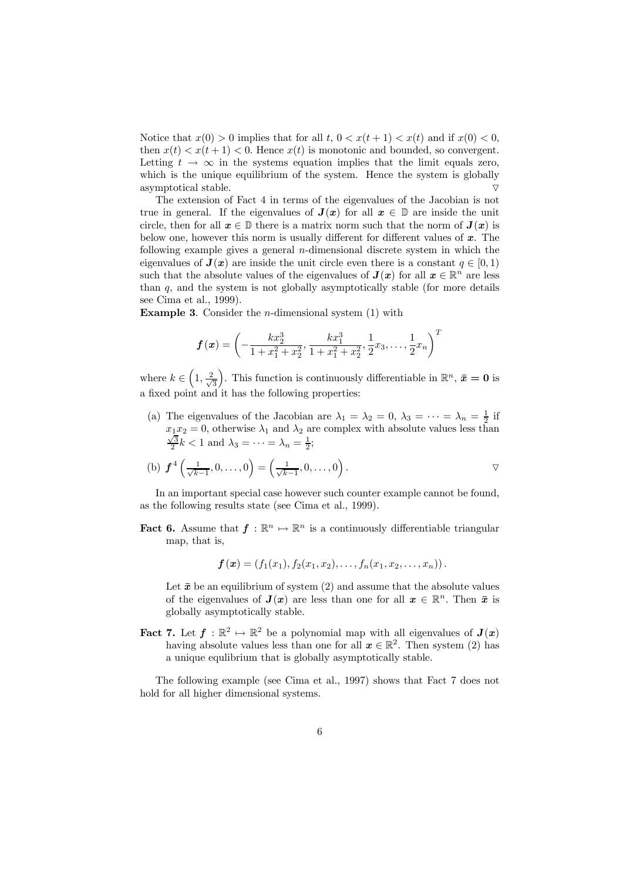Notice that $x(0) > 0$ implies that for all $t$, $0 < x(t+1) < x(t)$ and if $x(0) < 0$, then $x(t) < x(t+1) < 0$. Hence $x(t)$ is monotonic and bounded, so convergent. Letting $t \to \infty$ in the systems equation implies that the limit equals zero, which is the unique equilibrium of the system. Hence the system is globally asymptotical stable. $\triangledown$

The extension of Fact 4 in terms of the eigenvalues of the Jacobian is not true in general. If the eigenvalues of $\boldsymbol{J}(\boldsymbol{x})$ for all $\boldsymbol{x} \in \mathbb{D}$ are inside the unit circle, then for all $\boldsymbol{x} \in \mathbb{D}$ there is a matrix norm such that the norm of $\boldsymbol{J}(\boldsymbol{x})$ is below one, however this norm is usually different for different values of $\boldsymbol{x}$. The following example gives a general $n$-dimensional discrete system in which the eigenvalues of $\boldsymbol{J}(\boldsymbol{x})$ are inside the unit circle even there is a constant $q \in [0,1)$ such that the absolute values of the eigenvalues of $\boldsymbol{J}(\boldsymbol{x})$ for all $\boldsymbol{x} \in \mathbb{R}^n$ are less than $q$, and the system is not globally asymptotically stable (for more details see Cima et al., 1999).

**Example 3**. Consider the $n$-dimensional system (1) with

$$\boldsymbol{f}(\boldsymbol{x}) = \left( -\frac{kx_2^3}{1+x_1^2+x_2^2}, \frac{kx_1^3}{1+x_1^2+x_2^2}, \frac{1}{2}x_3, \ldots, \frac{1}{2}x_n \right)^T$$

where $k \in \left(1, \frac{2}{\sqrt{3}}\right)$. This function is continuously differentiable in $\mathbb{R}^n$, $\bar{\boldsymbol{x}} = \boldsymbol{0}$ is a fixed point and it has the following properties:

(a) The eigenvalues of the Jacobian are $\lambda_1 = \lambda_2 = 0$, $\lambda_3 = \cdots = \lambda_n = \frac{1}{2}$ if $x_1 x_2 = 0$, otherwise $\lambda_1$ and $\lambda_2$ are complex with absolute values less than $\frac{\sqrt{3}}{2}k < 1$ and $\lambda_3 = \cdots = \lambda_n = \frac{1}{2}$;

(b) $\boldsymbol{f}^4\left(\frac{1}{\sqrt{k-1}}, 0, \ldots, 0\right) = \left(\frac{1}{\sqrt{k-1}}, 0, \ldots, 0\right)$. $\triangledown$

In an important special case however such counter example cannot be found, as the following results state (see Cima et al., 1999).

**Fact 6.** Assume that $\boldsymbol{f} : \mathbb{R}^n \mapsto \mathbb{R}^n$ is a continuously differentiable triangular map, that is,

$$\boldsymbol{f}(\boldsymbol{x}) = (f_1(x_1), f_2(x_1, x_2), \ldots, f_n(x_1, x_2, \ldots, x_n)).$$

Let $\bar{\boldsymbol{x}}$ be an equilibrium of system (2) and assume that the absolute values of the eigenvalues of $\boldsymbol{J}(\boldsymbol{x})$ are less than one for all $\boldsymbol{x} \in \mathbb{R}^n$. Then $\bar{\boldsymbol{x}}$ is globally asymptotically stable.

**Fact 7.** Let $\boldsymbol{f} : \mathbb{R}^2 \mapsto \mathbb{R}^2$ be a polynomial map with all eigenvalues of $\boldsymbol{J}(\boldsymbol{x})$ having absolute values less than one for all $\boldsymbol{x} \in \mathbb{R}^2$. Then system (2) has a unique equlibrium that is globally asymptotically stable.

The following example (see Cima et al., 1997) shows that Fact 7 does not hold for all higher dimensional systems.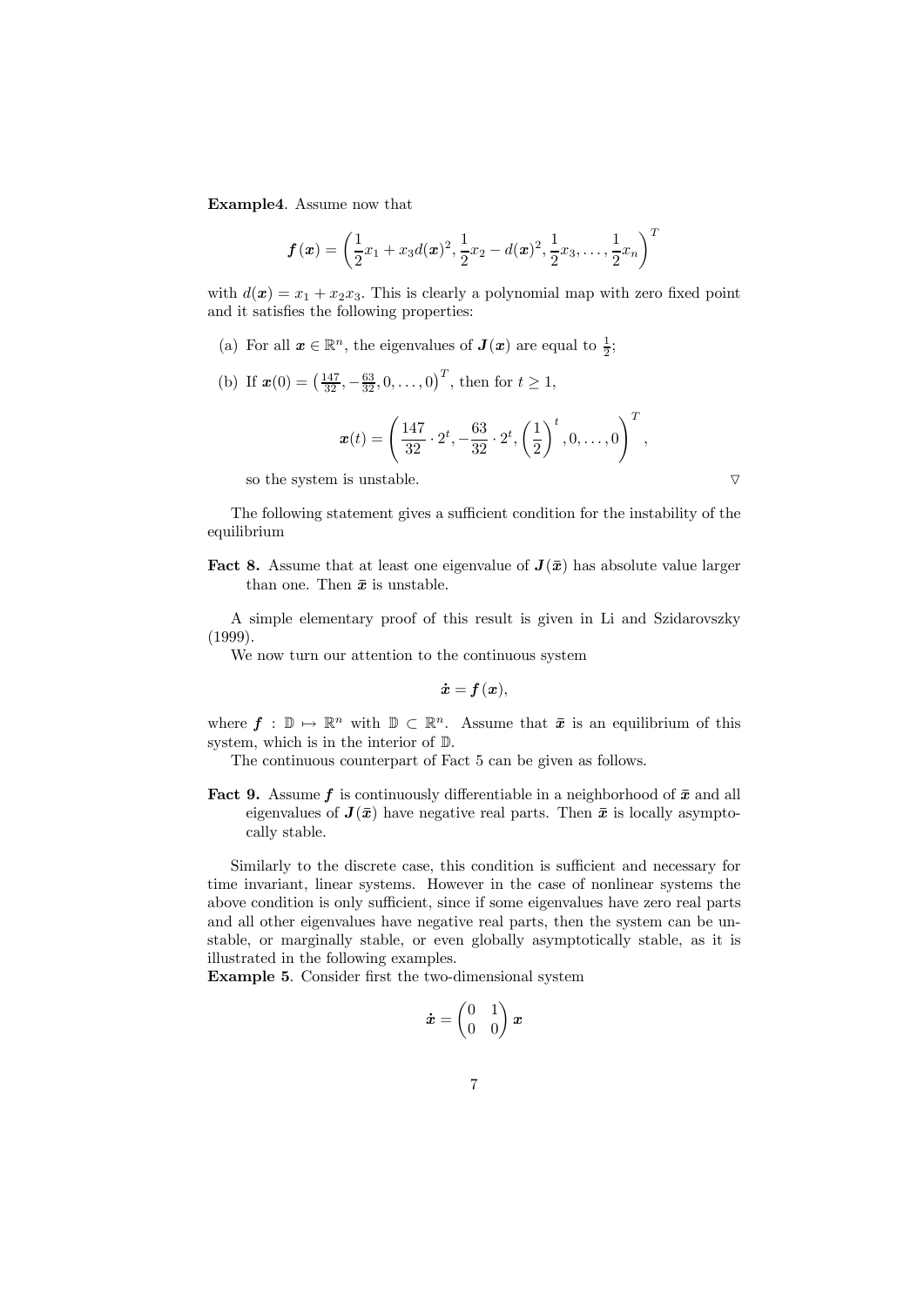**Example4**. Assume now that

$$\boldsymbol{f}(\boldsymbol{x}) = \left(\frac{1}{2}x_1 + x_3 d(\boldsymbol{x})^2, \frac{1}{2}x_2 - d(\boldsymbol{x})^2, \frac{1}{2}x_3, \ldots, \frac{1}{2}x_n\right)^T$$

with $d(\boldsymbol{x}) = x_1 + x_2 x_3$. This is clearly a polynomial map with zero fixed point and it satisfies the following properties:

(a) For all $\boldsymbol{x} \in \mathbb{R}^n$, the eigenvalues of $\boldsymbol{J}(\boldsymbol{x})$ are equal to $\frac{1}{2}$;

(b) If $\boldsymbol{x}(0) = \left(\frac{147}{32}, -\frac{63}{32}, 0, \ldots, 0\right)^T$, then for $t \geq 1$,

$$\boldsymbol{x}(t) = \left(\frac{147}{32} \cdot 2^t, -\frac{63}{32} \cdot 2^t, \left(\frac{1}{2}\right)^t, 0, \ldots, 0\right)^T,$$

so the system is unstable. ▽

The following statement gives a sufficient condition for the instability of the equilibrium

**Fact 8.** Assume that at least one eigenvalue of $\boldsymbol{J}(\bar{\boldsymbol{x}})$ has absolute value larger than one. Then $\bar{\boldsymbol{x}}$ is unstable.

A simple elementary proof of this result is given in Li and Szidarovszky (1999).

We now turn our attention to the continuous system

$$\dot{\boldsymbol{x}} = \boldsymbol{f}(\boldsymbol{x}),$$

where $\boldsymbol{f} : \mathbb{D} \mapsto \mathbb{R}^n$ with $\mathbb{D} \subset \mathbb{R}^n$. Assume that $\bar{\boldsymbol{x}}$ is an equilibrium of this system, which is in the interior of $\mathbb{D}$.

The continuous counterpart of Fact 5 can be given as follows.

**Fact 9.** Assume $\boldsymbol{f}$ is continuously differentiable in a neighborhood of $\bar{\boldsymbol{x}}$ and all eigenvalues of $\boldsymbol{J}(\bar{\boldsymbol{x}})$ have negative real parts. Then $\bar{\boldsymbol{x}}$ is locally asymptotically stable.

Similarly to the discrete case, this condition is sufficient and necessary for time invariant, linear systems. However in the case of nonlinear systems the above condition is only sufficient, since if some eigenvalues have zero real parts and all other eigenvalues have negative real parts, then the system can be unstable, or marginally stable, or even globally asymptotically stable, as it is illustrated in the following examples.

**Example 5**. Consider first the two-dimensional system

$$\dot{\boldsymbol{x}} = \begin{pmatrix} 0 & 1 \\ 0 & 0 \end{pmatrix} \boldsymbol{x}$$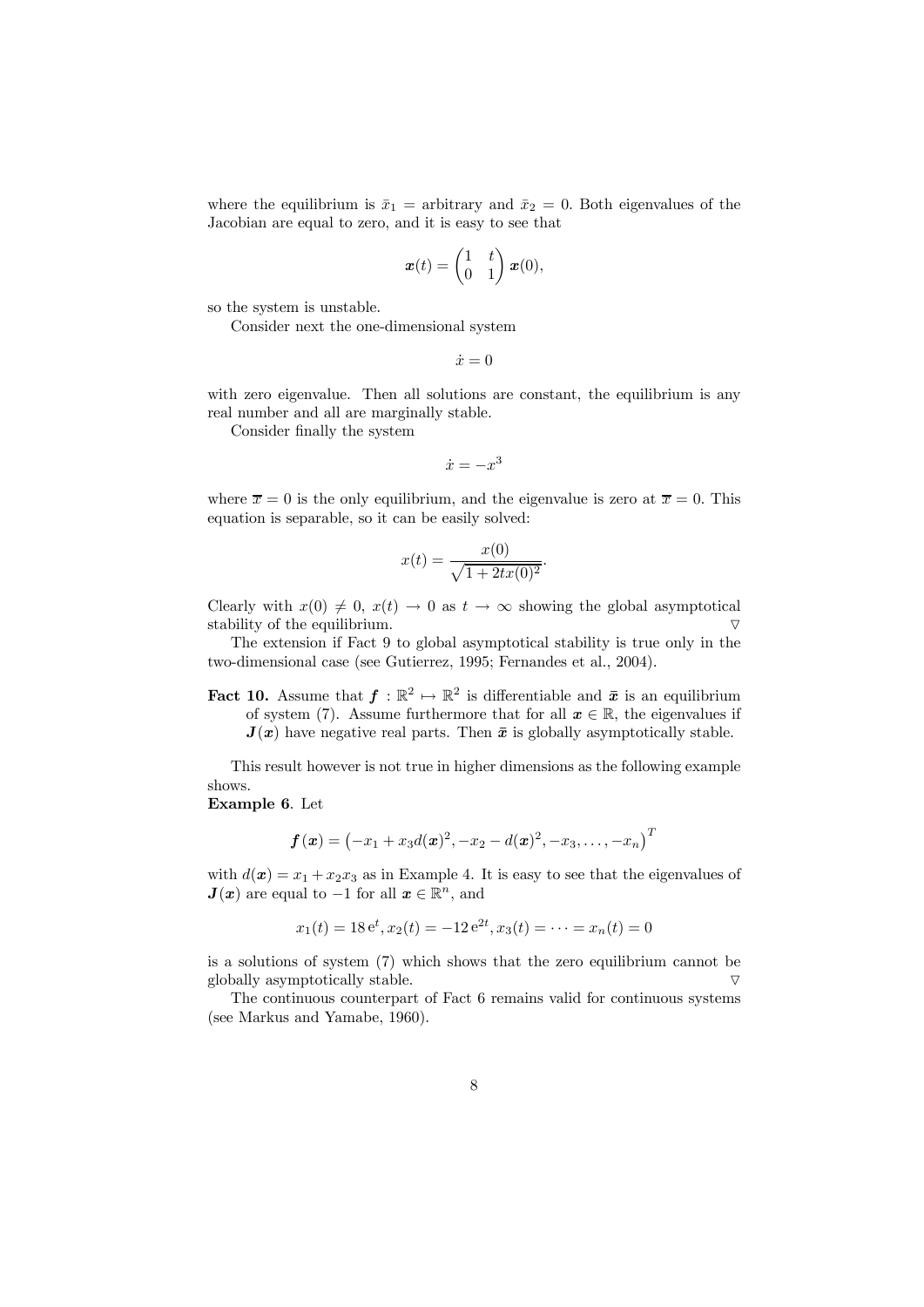where the equilibrium is $\bar{x}_1$ = arbitrary and $\bar{x}_2 = 0$. Both eigenvalues of the Jacobian are equal to zero, and it is easy to see that

$$\boldsymbol{x}(t) = \begin{pmatrix} 1 & t \\ 0 & 1 \end{pmatrix} \boldsymbol{x}(0),$$

so the system is unstable.

Consider next the one-dimensional system

$$\dot{x} = 0$$

with zero eigenvalue. Then all solutions are constant, the equilibrium is any real number and all are marginally stable.

Consider finally the system

$$\dot{x} = -x^3$$

where $\overline{x} = 0$ is the only equilibrium, and the eigenvalue is zero at $\overline{x} = 0$. This equation is separable, so it can be easily solved:

$$x(t) = \frac{x(0)}{\sqrt{1 + 2tx(0)^2}}.$$

Clearly with $x(0) \neq 0$, $x(t) \to 0$ as $t \to \infty$ showing the global asymptotical stability of the equilibrium. $\triangledown$

The extension if Fact 9 to global asymptotical stability is true only in the two-dimensional case (see Gutierrez, 1995; Fernandes et al., 2004).

**Fact 10.** Assume that $\boldsymbol{f} : \mathbb{R}^2 \mapsto \mathbb{R}^2$ is differentiable and $\bar{\boldsymbol{x}}$ is an equilibrium of system (7). Assume furthermore that for all $\boldsymbol{x} \in \mathbb{R}$, the eigenvalues if $\boldsymbol{J}(\boldsymbol{x})$ have negative real parts. Then $\bar{\boldsymbol{x}}$ is globally asymptotically stable.

This result however is not true in higher dimensions as the following example shows.

**Example 6**. Let

$$\boldsymbol{f}(\boldsymbol{x}) = \left(-x_1 + x_3 d(\boldsymbol{x})^2, -x_2 - d(\boldsymbol{x})^2, -x_3, \ldots, -x_n\right)^T$$

with $d(\boldsymbol{x}) = x_1 + x_2 x_3$ as in Example 4. It is easy to see that the eigenvalues of $\boldsymbol{J}(\boldsymbol{x})$ are equal to $-1$ for all $\boldsymbol{x} \in \mathbb{R}^n$, and

$$x_1(t) = 18\, e^t, x_2(t) = -12\, e^{2t}, x_3(t) = \cdots = x_n(t) = 0$$

is a solutions of system (7) which shows that the zero equilibrium cannot be globally asymptotically stable. $\triangledown$

The continuous counterpart of Fact 6 remains valid for continuous systems (see Markus and Yamabe, 1960).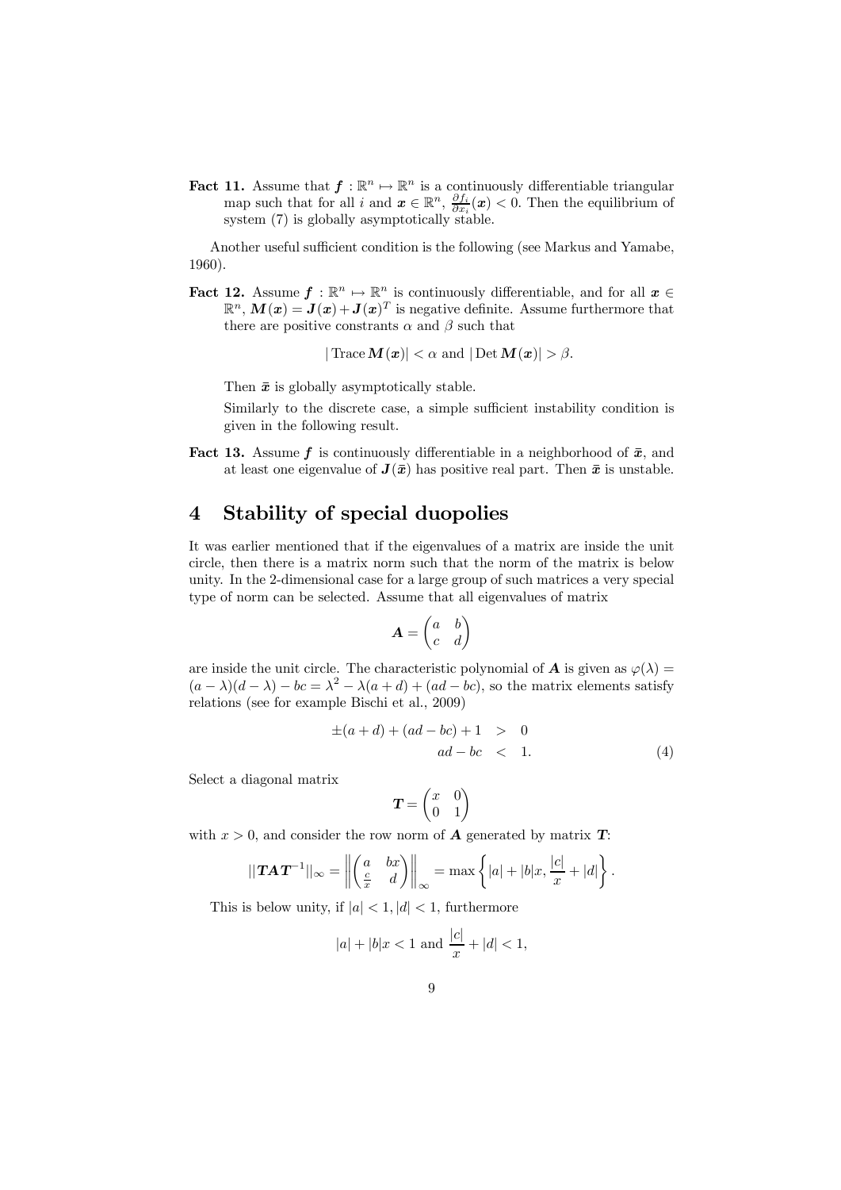**Fact 11.** Assume that $\boldsymbol{f} : \mathbb{R}^n \mapsto \mathbb{R}^n$ is a continuously differentiable triangular map such that for all $i$ and $\boldsymbol{x} \in \mathbb{R}^n$, $\frac{\partial f_i}{\partial x_i}(\boldsymbol{x}) < 0$. Then the equilibrium of system (7) is globally asymptotically stable.

Another useful sufficient condition is the following (see Markus and Yamabe, 1960).

**Fact 12.** Assume $\boldsymbol{f} : \mathbb{R}^n \mapsto \mathbb{R}^n$ is continuously differentiable, and for all $\boldsymbol{x} \in \mathbb{R}^n$, $\boldsymbol{M}(\boldsymbol{x}) = \boldsymbol{J}(\boldsymbol{x}) + \boldsymbol{J}(\boldsymbol{x})^T$ is negative definite. Assume furthermore that there are positive constrants $\alpha$ and $\beta$ such that

$$|\operatorname{Trace} \boldsymbol{M}(\boldsymbol{x})| < \alpha \text{ and } |\operatorname{Det} \boldsymbol{M}(\boldsymbol{x})| > \beta.$$

Then $\bar{\boldsymbol{x}}$ is globally asymptotically stable.

Similarly to the discrete case, a simple sufficient instability condition is given in the following result.

**Fact 13.** Assume $\boldsymbol{f}$ is continuously differentiable in a neighborhood of $\bar{\boldsymbol{x}}$, and at least one eigenvalue of $\boldsymbol{J}(\bar{\boldsymbol{x}})$ has positive real part. Then $\bar{\boldsymbol{x}}$ is unstable.

# 4 Stability of special duopolies

It was earlier mentioned that if the eigenvalues of a matrix are inside the unit circle, then there is a matrix norm such that the norm of the matrix is below unity. In the 2-dimensional case for a large group of such matrices a very special type of norm can be selected. Assume that all eigenvalues of matrix

$$\boldsymbol{A} = \begin{pmatrix} a & b \\ c & d \end{pmatrix}$$

are inside the unit circle. The characteristic polynomial of $\boldsymbol{A}$ is given as $\varphi(\lambda) = (a - \lambda)(d - \lambda) - bc = \lambda^2 - \lambda(a + d) + (ad - bc)$, so the matrix elements satisfy relations (see for example Bischi et al., 2009)

$$\begin{aligned} \pm(a + d) + (ad - bc) + 1 &> 0 \\ ad - bc &< 1. \end{aligned} \tag{4}$$

Select a diagonal matrix

$$\boldsymbol{T} = \begin{pmatrix} x & 0 \\ 0 & 1 \end{pmatrix}$$

with $x > 0$, and consider the row norm of $\boldsymbol{A}$ generated by matrix $\boldsymbol{T}$:

$$||\boldsymbol{T}\boldsymbol{A}\boldsymbol{T}^{-1}||_\infty = \left\| \begin{pmatrix} a & bx \\ \frac{c}{x} & d \end{pmatrix} \right\|_\infty = \max \left\{ |a| + |b|x, \frac{|c|}{x} + |d| \right\}.$$

This is below unity, if $|a| < 1, |d| < 1$, furthermore

$$|a| + |b|x < 1 \text{ and } \frac{|c|}{x} + |d| < 1,$$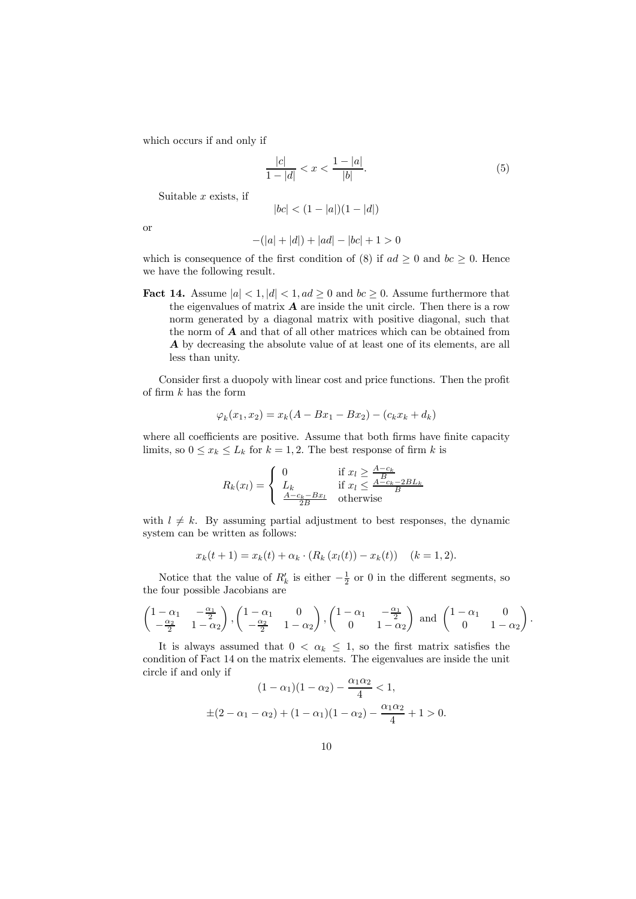which occurs if and only if

$$\frac{|c|}{1-|d|} < x < \frac{1-|a|}{|b|}. \tag{5}$$

Suitable $x$ exists, if

$$|bc| < (1-|a|)(1-|d|)$$

or

$$-(|a|+|d|) + |ad| - |bc| + 1 > 0$$

which is consequence of the first condition of (8) if $ad \geq 0$ and $bc \geq 0$. Hence we have the following result.

**Fact 14.** Assume $|a| < 1, |d| < 1, ad \geq 0$ and $bc \geq 0$. Assume furthermore that the eigenvalues of matrix $\boldsymbol{A}$ are inside the unit circle. Then there is a row norm generated by a diagonal matrix with positive diagonal, such that the norm of $\boldsymbol{A}$ and that of all other matrices which can be obtained from $\boldsymbol{A}$ by decreasing the absolute value of at least one of its elements, are all less than unity.

Consider first a duopoly with linear cost and price functions. Then the profit of firm $k$ has the form

$$\varphi_k(x_1, x_2) = x_k(A - Bx_1 - Bx_2) - (c_k x_k + d_k)$$

where all coefficients are positive. Assume that both firms have finite capacity limits, so $0 \leq x_k \leq L_k$ for $k = 1, 2$. The best response of firm $k$ is

$$R_k(x_l) = \begin{cases} 0 & \text{if } x_l \geq \frac{A-c_k}{B} \\ L_k & \text{if } x_l \leq \frac{A-c_k-2BL_k}{B} \\ \frac{A-c_k-Bx_l}{2B} & \text{otherwise} \end{cases}$$

with $l \neq k$. By assuming partial adjustment to best responses, the dynamic system can be written as follows:

$$x_k(t+1) = x_k(t) + \alpha_k \cdot (R_k(x_l(t)) - x_k(t)) \quad (k = 1, 2).$$

Notice that the value of $R'_k$ is either $-\frac{1}{2}$ or 0 in the different segments, so the four possible Jacobians are

$$\begin{pmatrix} 1-\alpha_1 & -\frac{\alpha_1}{2} \\ -\frac{\alpha_2}{2} & 1-\alpha_2 \end{pmatrix}, \begin{pmatrix} 1-\alpha_1 & 0 \\ -\frac{\alpha_2}{2} & 1-\alpha_2 \end{pmatrix}, \begin{pmatrix} 1-\alpha_1 & -\frac{\alpha_1}{2} \\ 0 & 1-\alpha_2 \end{pmatrix} \text{ and } \begin{pmatrix} 1-\alpha_1 & 0 \\ 0 & 1-\alpha_2 \end{pmatrix}.$$

It is always assumed that $0 < \alpha_k \leq 1$, so the first matrix satisfies the condition of Fact 14 on the matrix elements. The eigenvalues are inside the unit circle if and only if

$$(1-\alpha_1)(1-\alpha_2) - \frac{\alpha_1\alpha_2}{4} < 1,$$

$$\pm(2-\alpha_1-\alpha_2) + (1-\alpha_1)(1-\alpha_2) - \frac{\alpha_1\alpha_2}{4} + 1 > 0.$$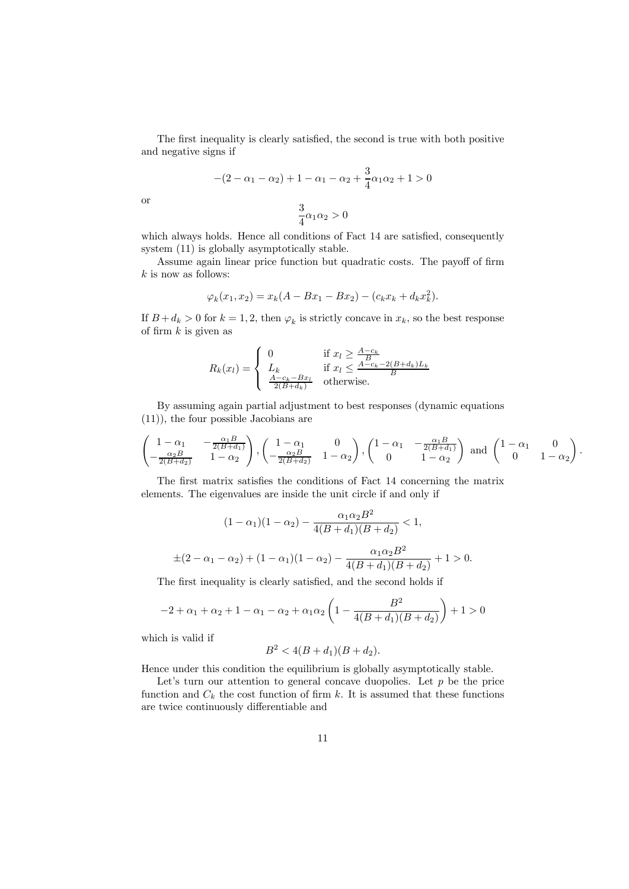The first inequality is clearly satisfied, the second is true with both positive and negative signs if

$$-(2-\alpha_1-\alpha_2)+1-\alpha_1-\alpha_2+\frac{3}{4}\alpha_1\alpha_2+1>0$$

or

$$\frac{3}{4}\alpha_1\alpha_2>0$$

which always holds. Hence all conditions of Fact 14 are satisfied, consequently system (11) is globally asymptotically stable.

Assume again linear price function but quadratic costs. The payoff of firm $k$ is now as follows:

$$\varphi_k(x_1,x_2)=x_k(A-Bx_1-Bx_2)-(c_kx_k+d_kx_k^2).$$

If $B+d_k>0$ for $k=1,2$, then $\varphi_k$ is strictly concave in $x_k$, so the best response of firm $k$ is given as

$$R_k(x_l)=\begin{cases}0 & \text{if } x_l\geq \frac{A-c_k}{B}\\ L_k & \text{if } x_l\leq \frac{A-c_k-2(B+d_k)L_k}{B}\\ \frac{A-c_k-Bx_l}{2(B+d_k)} & \text{otherwise.}\end{cases}$$

By assuming again partial adjustment to best responses (dynamic equations (11)), the four possible Jacobians are

$$\begin{pmatrix}1-\alpha_1 & -\frac{\alpha_1 B}{2(B+d_1)}\\ -\frac{\alpha_2 B}{2(B+d_2)} & 1-\alpha_2\end{pmatrix},\begin{pmatrix}1-\alpha_1 & 0\\ -\frac{\alpha_2 B}{2(B+d_2)} & 1-\alpha_2\end{pmatrix},\begin{pmatrix}1-\alpha_1 & -\frac{\alpha_1 B}{2(B+d_1)}\\ 0 & 1-\alpha_2\end{pmatrix} \text{ and } \begin{pmatrix}1-\alpha_1 & 0\\ 0 & 1-\alpha_2\end{pmatrix}.$$

The first matrix satisfies the conditions of Fact 14 concerning the matrix elements. The eigenvalues are inside the unit circle if and only if

$$(1-\alpha_1)(1-\alpha_2)-\frac{\alpha_1\alpha_2B^2}{4(B+d_1)(B+d_2)}<1,$$

$$\pm(2-\alpha_1-\alpha_2)+(1-\alpha_1)(1-\alpha_2)-\frac{\alpha_1\alpha_2B^2}{4(B+d_1)(B+d_2)}+1>0.$$

The first inequality is clearly satisfied, and the second holds if

$$-2+\alpha_1+\alpha_2+1-\alpha_1-\alpha_2+\alpha_1\alpha_2\left(1-\frac{B^2}{4(B+d_1)(B+d_2)}\right)+1>0$$

which is valid if

$$B^2<4(B+d_1)(B+d_2).$$

Hence under this condition the equilibrium is globally asymptotically stable.

Let's turn our attention to general concave duopolies. Let $p$ be the price function and $C_k$ the cost function of firm $k$. It is assumed that these functions are twice continuously differentiable and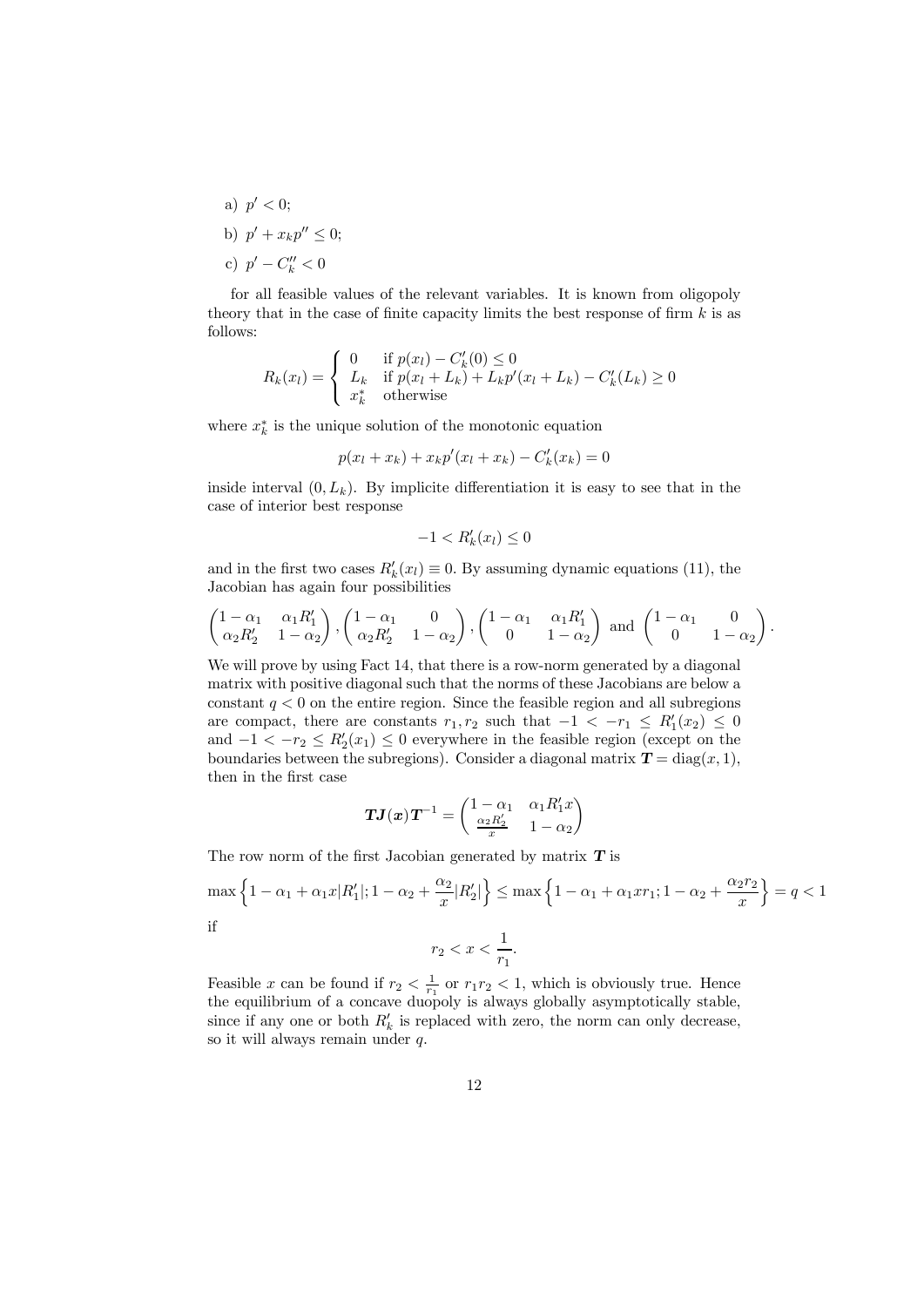a) $p' < 0$;

b) $p' + x_k p'' \leq 0$;

c) $p' - C_k'' < 0$

for all feasible values of the relevant variables. It is known from oligopoly theory that in the case of finite capacity limits the best response of firm $k$ is as follows:

$$R_k(x_l) = \begin{cases} 0 & \text{if } p(x_l) - C_k'(0) \leq 0 \\ L_k & \text{if } p(x_l + L_k) + L_k p'(x_l + L_k) - C_k'(L_k) \geq 0 \\ x_k^* & \text{otherwise} \end{cases}$$

where $x_k^*$ is the unique solution of the monotonic equation

$$p(x_l + x_k) + x_k p'(x_l + x_k) - C_k'(x_k) = 0$$

inside interval $(0, L_k)$. By implicit differentiation it is easy to see that in the case of interior best response

$$-1 < R_k'(x_l) \leq 0$$

and in the first two cases $R_k'(x_l) \equiv 0$. By assuming dynamic equations (11), the Jacobian has again four possibilities

$$\begin{pmatrix} 1-\alpha_1 & \alpha_1 R_1' \\ \alpha_2 R_2' & 1-\alpha_2 \end{pmatrix}, \begin{pmatrix} 1-\alpha_1 & 0 \\ \alpha_2 R_2' & 1-\alpha_2 \end{pmatrix}, \begin{pmatrix} 1-\alpha_1 & \alpha_1 R_1' \\ 0 & 1-\alpha_2 \end{pmatrix} \text{ and } \begin{pmatrix} 1-\alpha_1 & 0 \\ 0 & 1-\alpha_2 \end{pmatrix}.$$

We will prove by using Fact 14, that there is a row-norm generated by a diagonal matrix with positive diagonal such that the norms of these Jacobians are below a constant $q < 0$ on the entire region. Since the feasible region and all subregions are compact, there are constants $r_1, r_2$ such that $-1 < -r_1 \leq R_1'(x_2) \leq 0$ and $-1 < -r_2 \leq R_2'(x_1) \leq 0$ everywhere in the feasible region (except on the boundaries between the subregions). Consider a diagonal matrix $\boldsymbol{T} = \text{diag}(x, 1)$, then in the first case

$$\boldsymbol{T}\boldsymbol{J}(\boldsymbol{x})\boldsymbol{T}^{-1} = \begin{pmatrix} 1-\alpha_1 & \alpha_1 R_1' x \\ \frac{\alpha_2 R_2'}{x} & 1-\alpha_2 \end{pmatrix}$$

The row norm of the first Jacobian generated by matrix $\boldsymbol{T}$ is

$$\max\left\{1-\alpha_1+\alpha_1 x|R_1'|; 1-\alpha_2+\frac{\alpha_2}{x}|R_2'|\right\} \leq \max\left\{1-\alpha_1+\alpha_1 x r_1; 1-\alpha_2+\frac{\alpha_2 r_2}{x}\right\} = q < 1$$

if

$$r_2 < x < \frac{1}{r_1}.$$

Feasible $x$ can be found if $r_2 < \frac{1}{r_1}$ or $r_1 r_2 < 1$, which is obviously true. Hence the equilibrium of a concave duopoly is always globally asymptotically stable, since if any one or both $R_k'$ is replaced with zero, the norm can only decrease, so it will always remain under $q$.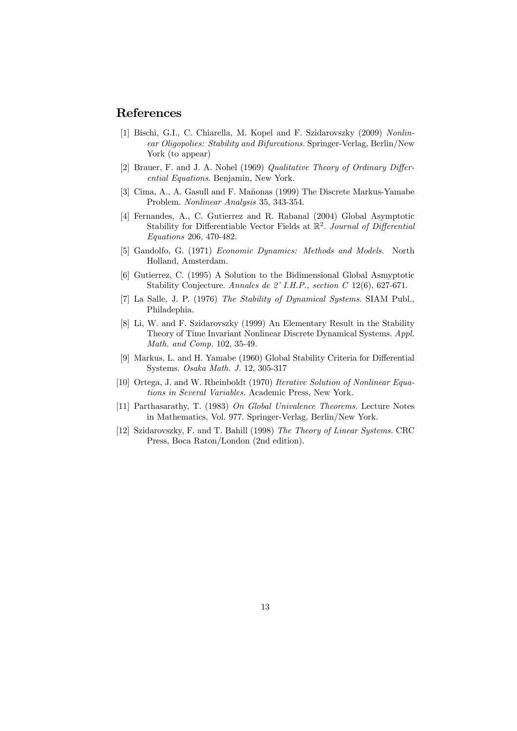## References

[1] Bischi, G.I., C. Chiarella, M. Kopel and F. Szidarovszky (2009) *Nonlinear Oligopolies: Stability and Bifurcations.* Springer-Verlag, Berlin/New York (to appear)

[2] Brauer, F. and J. A. Nohel (1969) *Qualitative Theory of Ordinary Differential Equations*. Benjamin, New York.

[3] Cima, A., A. Gasull and F. Mañonas (1999) The Discrete Markus-Yamabe Problem. *Nonlinear Analysis* 35, 343-354.

[4] Fernandes, A., C. Gutierrez and R. Rabanal (2004) Global Asymptotic Stability for Differentiable Vector Fields at $\mathbb{R}^2$. *Journal of Differential Equations* 206, 470-482.

[5] Gandolfo, G. (1971) *Economic Dynamics: Methods and Models.* North Holland, Amsterdam.

[6] Gutierrez, C. (1995) A Solution to the Bidimensional Global Asmyptotic Stability Conjecture. *Annales de 2' I.H.P., section C* 12(6), 627-671.

[7] La Salle, J. P. (1976) *The Stability of Dynamical Systems.* SIAM Publ., Philadephia.

[8] Li, W. and F. Szidarovszky (1999) An Elementary Result in the Stability Theory of Time Invariant Nonlinear Discrete Dynamical Systems. *Appl. Math. and Comp.* 102, 35-49.

[9] Markus, L. and H. Yamabe (1960) Global Stability Criteria for Differential Systems. *Osaka Math. J.* 12, 305-317

[10] Ortega, J. and W. Rheinboldt (1970) *Iterative Solution of Nonlinear Equations in Several Variables.* Academic Press, New York.

[11] Parthasarathy, T. (1983) *On Global Univalence Theorems.* Lecture Notes in Mathematics, Vol. 977. Springer-Verlag, Berlin/New York.

[12] Szidarovszky, F. and T. Bahill (1998) *The Theory of Linear Systems.* CRC Press, Boca Raton/London (2nd edition).